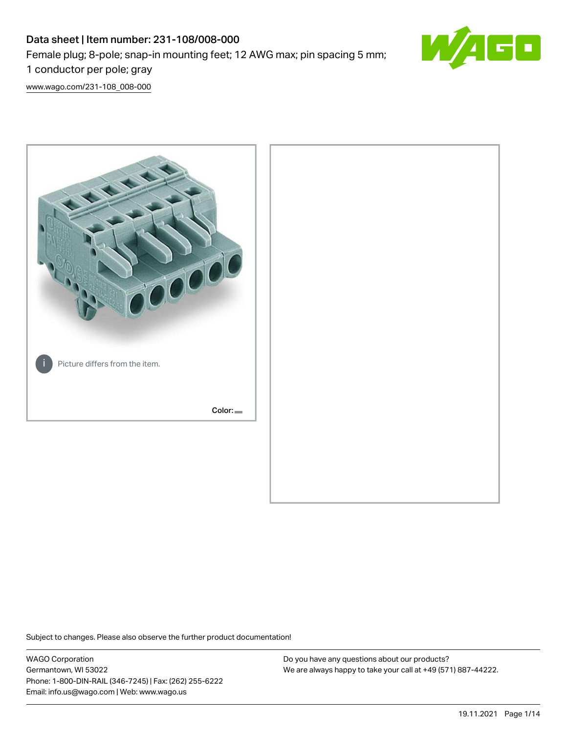# Data sheet | Item number: 231-108/008-000

Female plug; 8-pole; snap-in mounting feet; 12 AWG max; pin spacing 5 mm; 1 conductor per pole; gray

www.wago.com/231-108_008-000

Picture differs from the item.

Color:

Subject to changes. Please also observe the further product documentation!

WAGO Corporation
Germantown, WI 53022
Phone: 1-800-DIN-RAIL (346-7245) | Fax: (262) 255-6222
Email: info.us@wago.com | Web: www.wago.us

Do you have any questions about our products?
We are always happy to take your call at +49 (571) 887-44222.

19.11.2021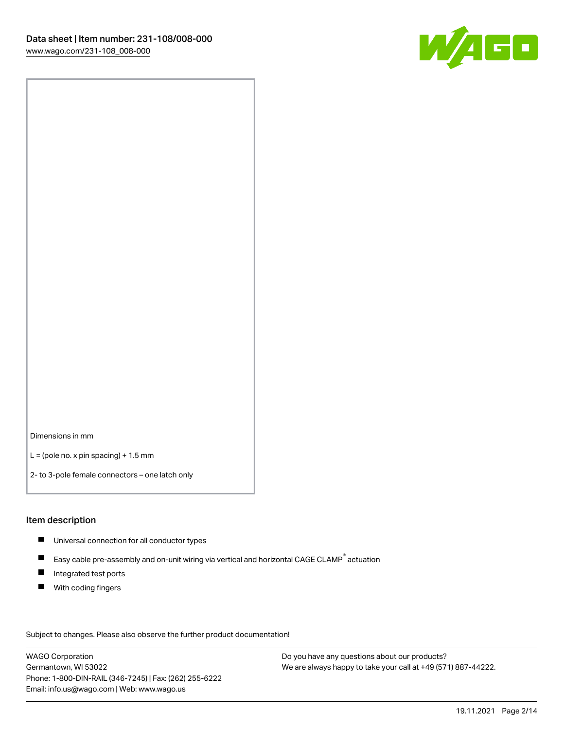Dimensions in mm

L = (pole no. x pin spacing) + 1.5 mm

2- to 3-pole female connectors – one latch only

## Item description

- Universal connection for all conductor types
- Easy cable pre-assembly and on-unit wiring via vertical and horizontal CAGE CLAMP® actuation
- Integrated test ports
- With coding fingers

Subject to changes. Please also observe the further product documentation!

WAGO Corporation
Germantown, WI 53022
Phone: 1-800-DIN-RAIL (346-7245) | Fax: (262) 255-6222
Email: info.us@wago.com | Web: www.wago.us

Do you have any questions about our products?
We are always happy to take your call at +49 (571) 887-44222.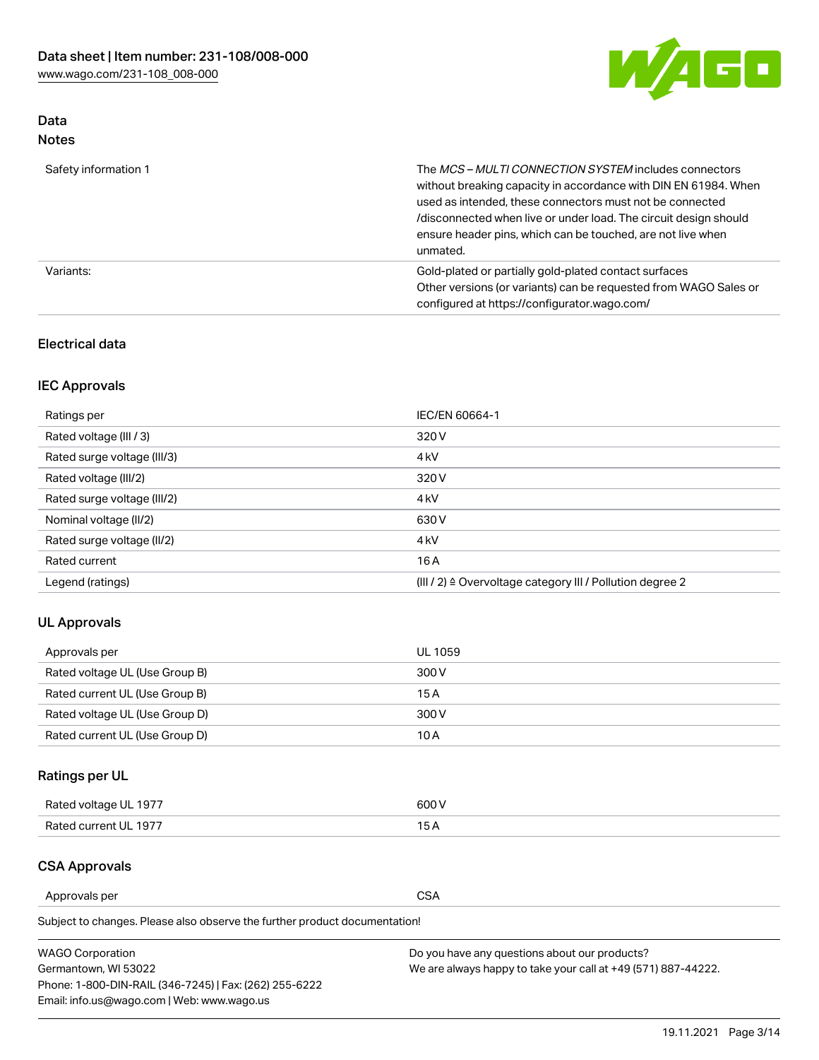## Data
### Notes

| | |
|---|---|
| Safety information 1 | The *MCS – MULTI CONNECTION SYSTEM* includes connectors without breaking capacity in accordance with DIN EN 61984. When used as intended, these connectors must not be connected /disconnected when live or under load. The circuit design should ensure header pins, which can be touched, are not live when unmated. |
| Variants: | Gold-plated or partially gold-plated contact surfaces<br>Other versions (or variants) can be requested from WAGO Sales or configured at https://configurator.wago.com/ |

## Electrical data

### IEC Approvals

| | |
|---|---|
| Ratings per | IEC/EN 60664-1 |
| Rated voltage (III / 3) | 320 V |
| Rated surge voltage (III/3) | 4 kV |
| Rated voltage (III/2) | 320 V |
| Rated surge voltage (III/2) | 4 kV |
| Nominal voltage (II/2) | 630 V |
| Rated surge voltage (II/2) | 4 kV |
| Rated current | 16 A |
| Legend (ratings) | (III / 2) ≙ Overvoltage category III / Pollution degree 2 |

### UL Approvals

| | |
|---|---|
| Approvals per | UL 1059 |
| Rated voltage UL (Use Group B) | 300 V |
| Rated current UL (Use Group B) | 15 A |
| Rated voltage UL (Use Group D) | 300 V |
| Rated current UL (Use Group D) | 10 A |

### Ratings per UL

| | |
|---|---|
| Rated voltage UL 1977 | 600 V |
| Rated current UL 1977 | 15 A |

### CSA Approvals

| | |
|---|---|
| Approvals per | CSA |

Subject to changes. Please also observe the further product documentation!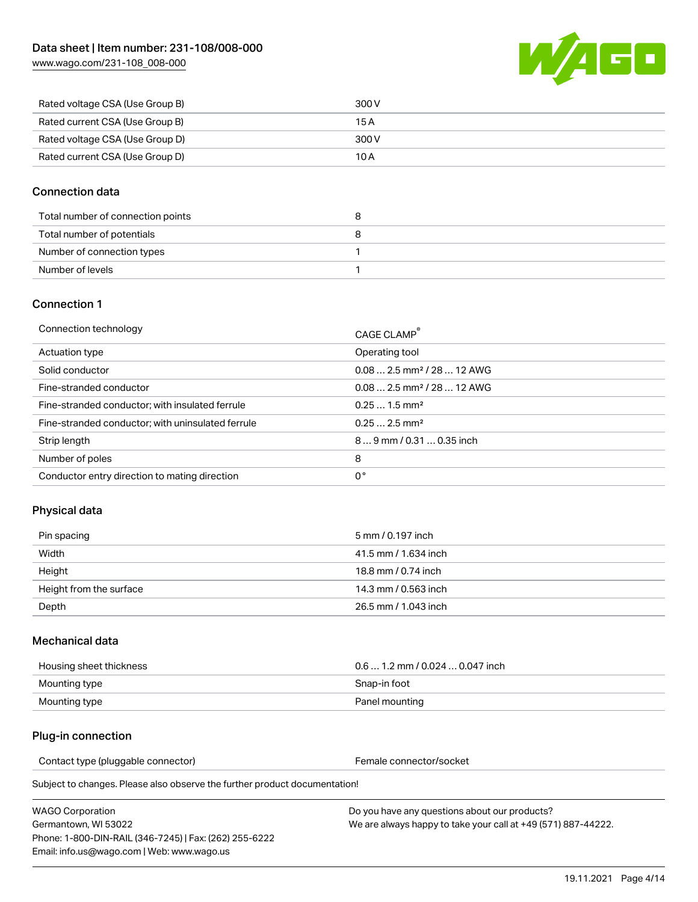| | |
|---|---|
| Rated voltage CSA (Use Group B) | 300 V |
| Rated current CSA (Use Group B) | 15 A |
| Rated voltage CSA (Use Group D) | 300 V |
| Rated current CSA (Use Group D) | 10 A |

## Connection data

| | |
|---|---|
| Total number of connection points | 8 |
| Total number of potentials | 8 |
| Number of connection types | 1 |
| Number of levels | 1 |

## Connection 1

| | |
|---|---|
| Connection technology | CAGE CLAMP® |
| Actuation type | Operating tool |
| Solid conductor | 0.08 … 2.5 mm² / 28 … 12 AWG |
| Fine-stranded conductor | 0.08 … 2.5 mm² / 28 … 12 AWG |
| Fine-stranded conductor; with insulated ferrule | 0.25 … 1.5 mm² |
| Fine-stranded conductor; with uninsulated ferrule | 0.25 … 2.5 mm² |
| Strip length | 8 … 9 mm / 0.31 … 0.35 inch |
| Number of poles | 8 |
| Conductor entry direction to mating direction | 0° |

## Physical data

| | |
|---|---|
| Pin spacing | 5 mm / 0.197 inch |
| Width | 41.5 mm / 1.634 inch |
| Height | 18.8 mm / 0.74 inch |
| Height from the surface | 14.3 mm / 0.563 inch |
| Depth | 26.5 mm / 1.043 inch |

## Mechanical data

| | |
|---|---|
| Housing sheet thickness | 0.6 … 1.2 mm / 0.024 … 0.047 inch |
| Mounting type | Snap-in foot |
| Mounting type | Panel mounting |

## Plug-in connection

| | |
|---|---|
| Contact type (pluggable connector) | Female connector/socket |

Subject to changes. Please also observe the further product documentation!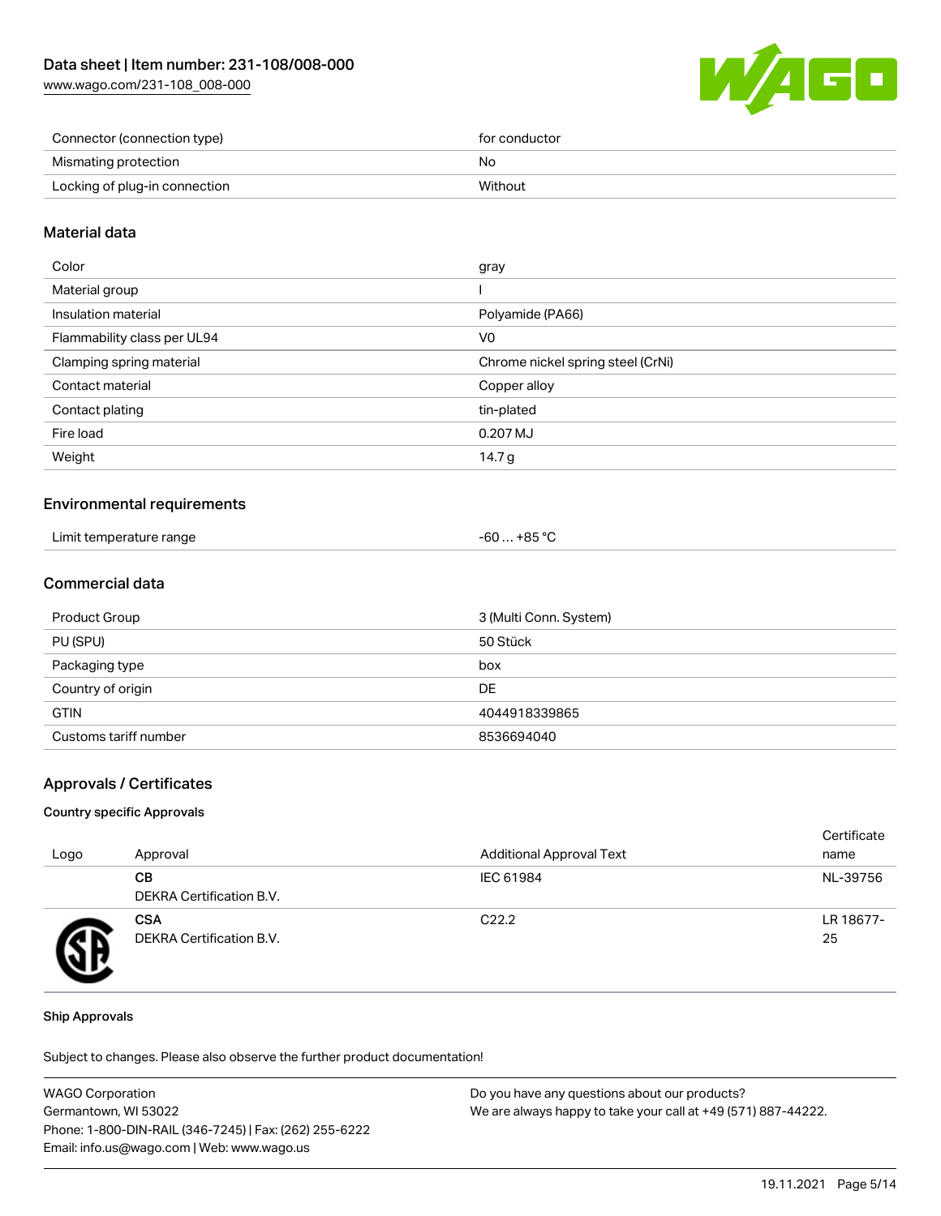| Connector (connection type) | for conductor |
| --- | --- |
| Mismating protection | No |
| Locking of plug-in connection | Without |

## Material data

| Color | gray |
| --- | --- |
| Material group | I |
| Insulation material | Polyamide (PA66) |
| Flammability class per UL94 | V0 |
| Clamping spring material | Chrome nickel spring steel (CrNi) |
| Contact material | Copper alloy |
| Contact plating | tin-plated |
| Fire load | 0.207 MJ |
| Weight | 14.7 g |

## Environmental requirements

| Limit temperature range | -60 … +85 °C |
| --- | --- |

## Commercial data

| Product Group | 3 (Multi Conn. System) |
| --- | --- |
| PU (SPU) | 50 Stück |
| Packaging type | box |
| Country of origin | DE |
| GTIN | 4044918339865 |
| Customs tariff number | 8536694040 |

## Approvals / Certificates

### Country specific Approvals

| Logo | Approval | Additional Approval Text | Certificate name |
| --- | --- | --- | --- |
| | **CB** DEKRA Certification B.V. | IEC 61984 | NL-39756 |
| | **CSA** DEKRA Certification B.V. | C22.2 | LR 18677-25 |

### Ship Approvals

Subject to changes. Please also observe the further product documentation!

WAGO Corporation
Germantown, WI 53022
Phone: 1-800-DIN-RAIL (346-7245) | Fax: (262) 255-6222
Email: info.us@wago.com | Web: www.wago.us

Do you have any questions about our products?
We are always happy to take your call at +49 (571) 887-44222.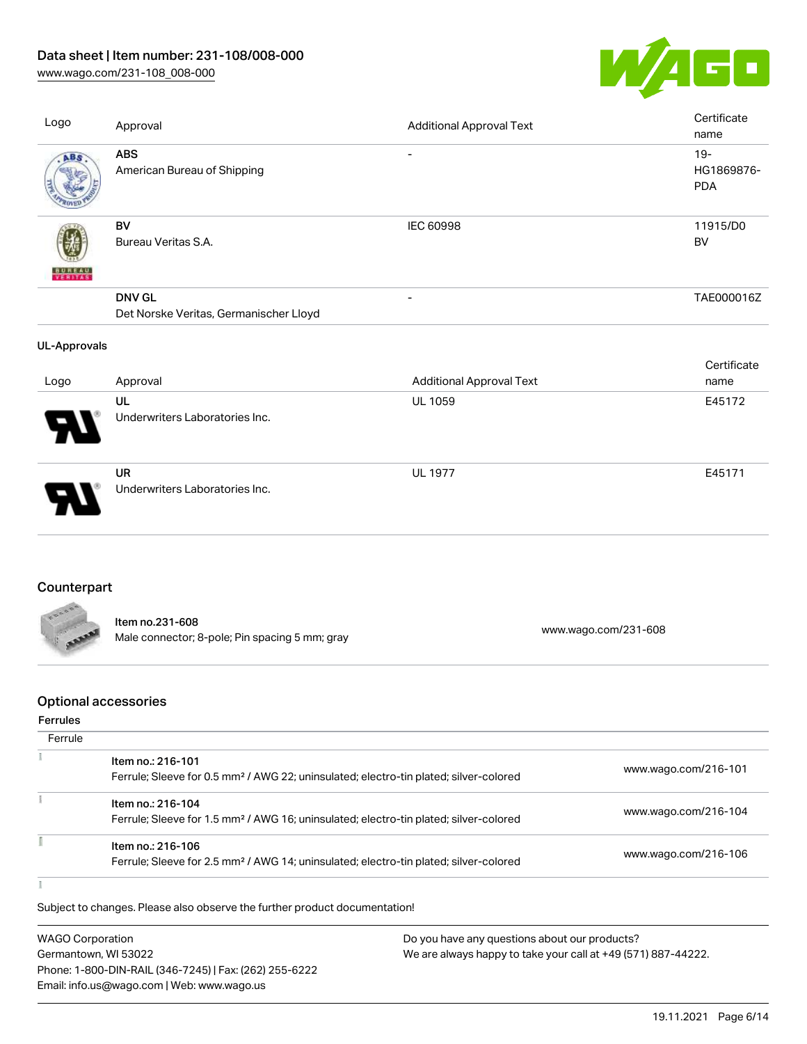| Logo | Approval | Additional Approval Text | Certificate name |
| --- | --- | --- | --- |
| | **ABS**<br>American Bureau of Shipping | - | 19-HG1869876-PDA |
| | **BV**<br>Bureau Veritas S.A. | IEC 60998 | 11915/D0 BV |
| | **DNV GL**<br>Det Norske Veritas, Germanischer Lloyd | - | TAE000016Z |

**UL-Approvals**

| Logo | Approval | Additional Approval Text | Certificate name |
| --- | --- | --- | --- |
| | **UL**<br>Underwriters Laboratories Inc. | UL 1059 | E45172 |
| | **UR**<br>Underwriters Laboratories Inc. | UL 1977 | E45171 |

## Counterpart

| | | |
| --- | --- | --- |
| | **Item no.231-608**<br>Male connector; 8-pole; Pin spacing 5 mm; gray | www.wago.com/231-608 |

## Optional accessories

**Ferrules**

| Ferrule | | |
| --- | --- | --- |
| | **Item no.: 216-101**<br>Ferrule; Sleeve for 0.5 mm² / AWG 22; uninsulated; electro-tin plated; silver-colored | www.wago.com/216-101 |
| | **Item no.: 216-104**<br>Ferrule; Sleeve for 1.5 mm² / AWG 16; uninsulated; electro-tin plated; silver-colored | www.wago.com/216-104 |
| | **Item no.: 216-106**<br>Ferrule; Sleeve for 2.5 mm² / AWG 14; uninsulated; electro-tin plated; silver-colored | www.wago.com/216-106 |

Subject to changes. Please also observe the further product documentation!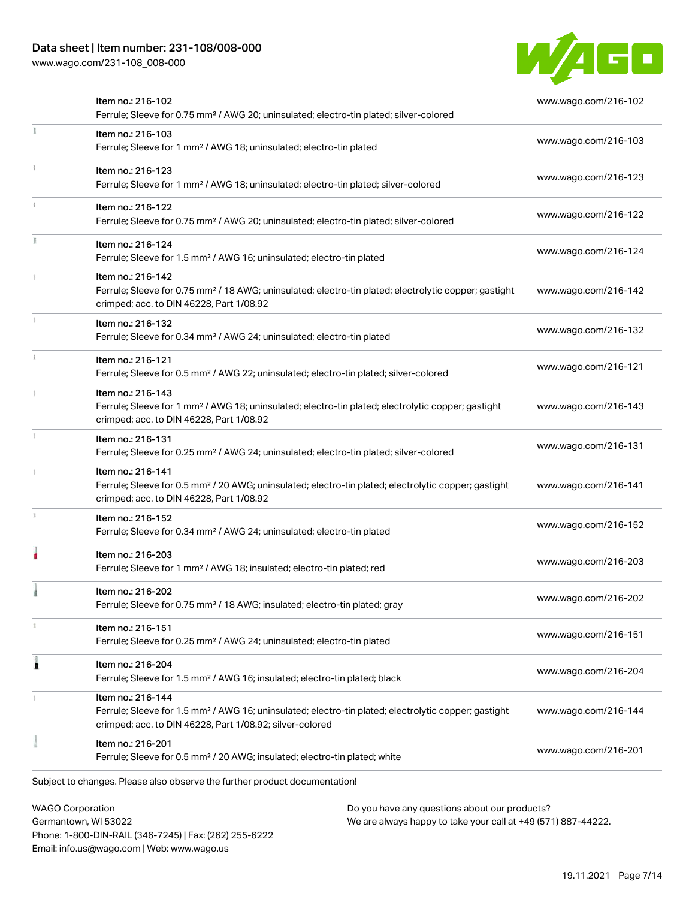| | | |
|---|---|---|
| | Item no.: 216-102<br>Ferrule; Sleeve for 0.75 mm² / AWG 20; uninsulated; electro-tin plated; silver-colored | www.wago.com/216-102 |
| | Item no.: 216-103<br>Ferrule; Sleeve for 1 mm² / AWG 18; uninsulated; electro-tin plated | www.wago.com/216-103 |
| | Item no.: 216-123<br>Ferrule; Sleeve for 1 mm² / AWG 18; uninsulated; electro-tin plated; silver-colored | www.wago.com/216-123 |
| | Item no.: 216-122<br>Ferrule; Sleeve for 0.75 mm² / AWG 20; uninsulated; electro-tin plated; silver-colored | www.wago.com/216-122 |
| | Item no.: 216-124<br>Ferrule; Sleeve for 1.5 mm² / AWG 16; uninsulated; electro-tin plated | www.wago.com/216-124 |
| | Item no.: 216-142<br>Ferrule; Sleeve for 0.75 mm² / 18 AWG; uninsulated; electro-tin plated; electrolytic copper; gastight crimped; acc. to DIN 46228, Part 1/08.92 | www.wago.com/216-142 |
| | Item no.: 216-132<br>Ferrule; Sleeve for 0.34 mm² / AWG 24; uninsulated; electro-tin plated | www.wago.com/216-132 |
| | Item no.: 216-121<br>Ferrule; Sleeve for 0.5 mm² / AWG 22; uninsulated; electro-tin plated; silver-colored | www.wago.com/216-121 |
| | Item no.: 216-143<br>Ferrule; Sleeve for 1 mm² / AWG 18; uninsulated; electro-tin plated; electrolytic copper; gastight crimped; acc. to DIN 46228, Part 1/08.92 | www.wago.com/216-143 |
| | Item no.: 216-131<br>Ferrule; Sleeve for 0.25 mm² / AWG 24; uninsulated; electro-tin plated; silver-colored | www.wago.com/216-131 |
| | Item no.: 216-141<br>Ferrule; Sleeve for 0.5 mm² / 20 AWG; uninsulated; electro-tin plated; electrolytic copper; gastight crimped; acc. to DIN 46228, Part 1/08.92 | www.wago.com/216-141 |
| | Item no.: 216-152<br>Ferrule; Sleeve for 0.34 mm² / AWG 24; uninsulated; electro-tin plated | www.wago.com/216-152 |
| | Item no.: 216-203<br>Ferrule; Sleeve for 1 mm² / AWG 18; insulated; electro-tin plated; red | www.wago.com/216-203 |
| | Item no.: 216-202<br>Ferrule; Sleeve for 0.75 mm² / 18 AWG; insulated; electro-tin plated; gray | www.wago.com/216-202 |
| | Item no.: 216-151<br>Ferrule; Sleeve for 0.25 mm² / AWG 24; uninsulated; electro-tin plated | www.wago.com/216-151 |
| | Item no.: 216-204<br>Ferrule; Sleeve for 1.5 mm² / AWG 16; insulated; electro-tin plated; black | www.wago.com/216-204 |
| | Item no.: 216-144<br>Ferrule; Sleeve for 1.5 mm² / AWG 16; uninsulated; electro-tin plated; electrolytic copper; gastight crimped; acc. to DIN 46228, Part 1/08.92; silver-colored | www.wago.com/216-144 |
| | Item no.: 216-201<br>Ferrule; Sleeve for 0.5 mm² / 20 AWG; insulated; electro-tin plated; white | www.wago.com/216-201 |

Subject to changes. Please also observe the further product documentation!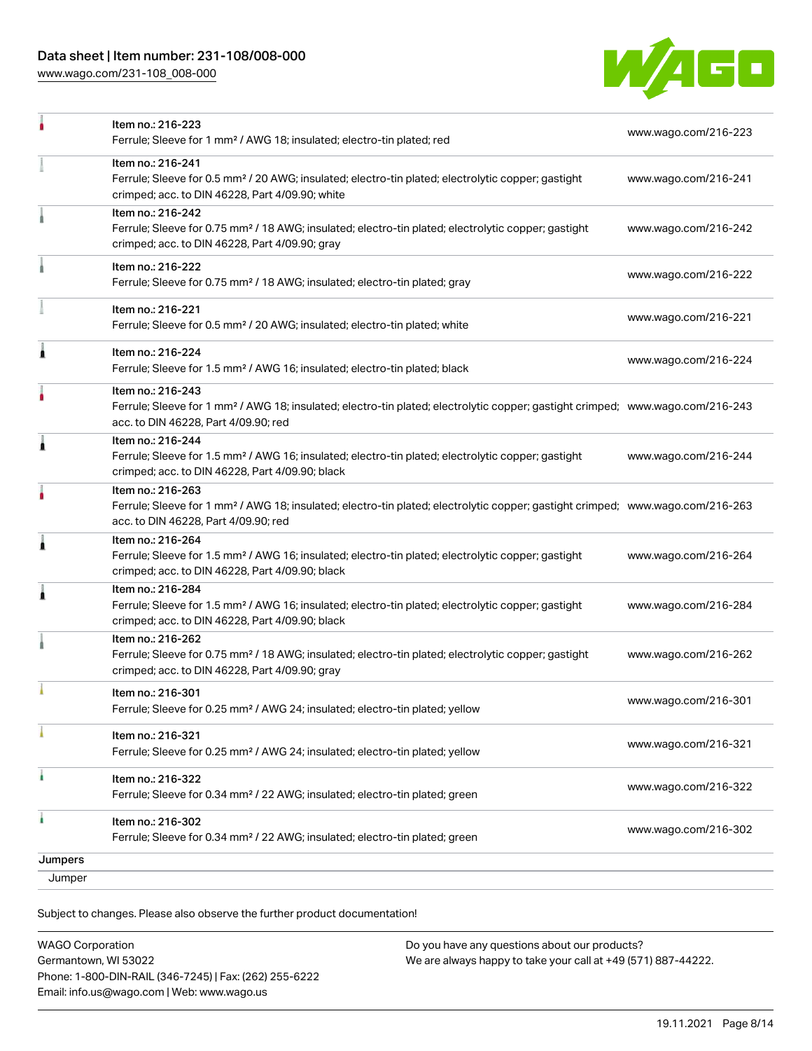| Item | URL |
| --- | --- |
| Item no.: 216-223<br>Ferrule; Sleeve for 1 mm² / AWG 18; insulated; electro-tin plated; red | www.wago.com/216-223 |
| Item no.: 216-241<br>Ferrule; Sleeve for 0.5 mm² / 20 AWG; insulated; electro-tin plated; electrolytic copper; gastight crimped; acc. to DIN 46228, Part 4/09.90; white | www.wago.com/216-241 |
| Item no.: 216-242<br>Ferrule; Sleeve for 0.75 mm² / 18 AWG; insulated; electro-tin plated; electrolytic copper; gastight crimped; acc. to DIN 46228, Part 4/09.90; gray | www.wago.com/216-242 |
| Item no.: 216-222<br>Ferrule; Sleeve for 0.75 mm² / 18 AWG; insulated; electro-tin plated; gray | www.wago.com/216-222 |
| Item no.: 216-221<br>Ferrule; Sleeve for 0.5 mm² / 20 AWG; insulated; electro-tin plated; white | www.wago.com/216-221 |
| Item no.: 216-224<br>Ferrule; Sleeve for 1.5 mm² / AWG 16; insulated; electro-tin plated; black | www.wago.com/216-224 |
| Item no.: 216-243<br>Ferrule; Sleeve for 1 mm² / AWG 18; insulated; electro-tin plated; electrolytic copper; gastight crimped; acc. to DIN 46228, Part 4/09.90; red | www.wago.com/216-243 |
| Item no.: 216-244<br>Ferrule; Sleeve for 1.5 mm² / AWG 16; insulated; electro-tin plated; electrolytic copper; gastight crimped; acc. to DIN 46228, Part 4/09.90; black | www.wago.com/216-244 |
| Item no.: 216-263<br>Ferrule; Sleeve for 1 mm² / AWG 18; insulated; electro-tin plated; electrolytic copper; gastight crimped; acc. to DIN 46228, Part 4/09.90; red | www.wago.com/216-263 |
| Item no.: 216-264<br>Ferrule; Sleeve for 1.5 mm² / AWG 16; insulated; electro-tin plated; electrolytic copper; gastight crimped; acc. to DIN 46228, Part 4/09.90; black | www.wago.com/216-264 |
| Item no.: 216-284<br>Ferrule; Sleeve for 1.5 mm² / AWG 16; insulated; electro-tin plated; electrolytic copper; gastight crimped; acc. to DIN 46228, Part 4/09.90; black | www.wago.com/216-284 |
| Item no.: 216-262<br>Ferrule; Sleeve for 0.75 mm² / 18 AWG; insulated; electro-tin plated; electrolytic copper; gastight crimped; acc. to DIN 46228, Part 4/09.90; gray | www.wago.com/216-262 |
| Item no.: 216-301<br>Ferrule; Sleeve for 0.25 mm² / AWG 24; insulated; electro-tin plated; yellow | www.wago.com/216-301 |
| Item no.: 216-321<br>Ferrule; Sleeve for 0.25 mm² / AWG 24; insulated; electro-tin plated; yellow | www.wago.com/216-321 |
| Item no.: 216-322<br>Ferrule; Sleeve for 0.34 mm² / 22 AWG; insulated; electro-tin plated; green | www.wago.com/216-322 |
| Item no.: 216-302<br>Ferrule; Sleeve for 0.34 mm² / 22 AWG; insulated; electro-tin plated; green | www.wago.com/216-302 |

**Jumpers**

Jumper

Subject to changes. Please also observe the further product documentation!

WAGO Corporation
Germantown, WI 53022
Phone: 1-800-DIN-RAIL (346-7245) | Fax: (262) 255-6222
Email: info.us@wago.com | Web: www.wago.us

Do you have any questions about our products?
We are always happy to take your call at +49 (571) 887-44222.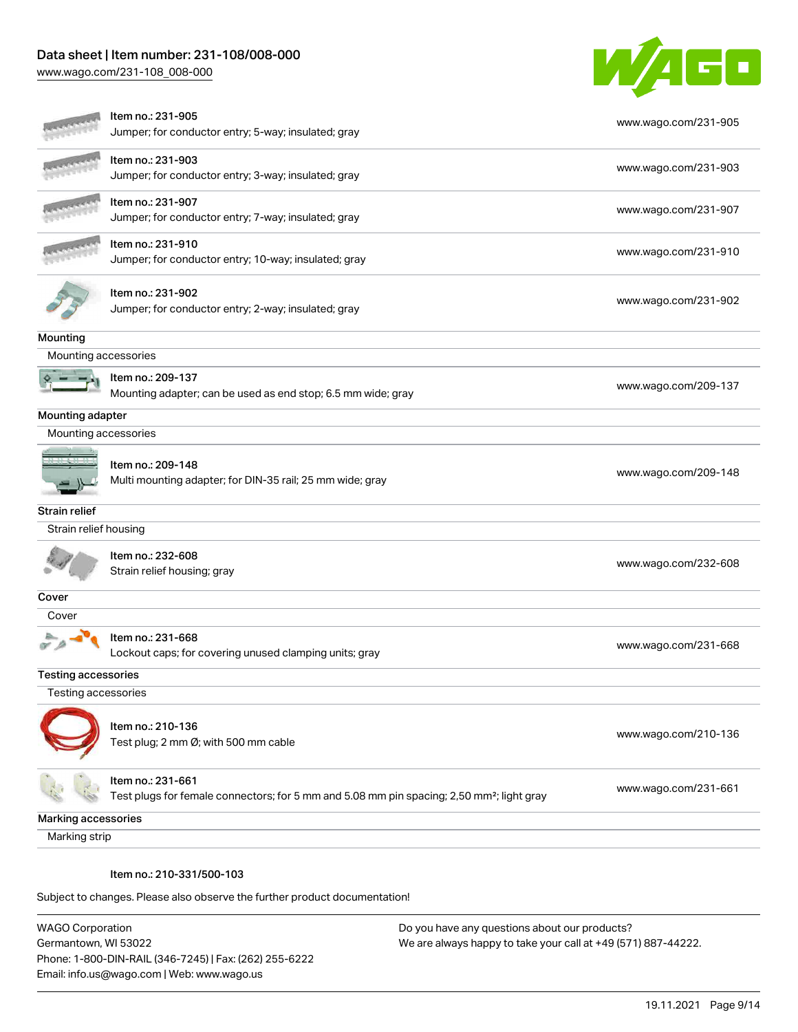| | |
|---|---|
| Item no.: 231-905<br>Jumper; for conductor entry; 5-way; insulated; gray | www.wago.com/231-905 |
| Item no.: 231-903<br>Jumper; for conductor entry; 3-way; insulated; gray | www.wago.com/231-903 |
| Item no.: 231-907<br>Jumper; for conductor entry; 7-way; insulated; gray | www.wago.com/231-907 |
| Item no.: 231-910<br>Jumper; for conductor entry; 10-way; insulated; gray | www.wago.com/231-910 |
| Item no.: 231-902<br>Jumper; for conductor entry; 2-way; insulated; gray | www.wago.com/231-902 |

## Mounting

Mounting accessories

| | |
|---|---|
| Item no.: 209-137<br>Mounting adapter; can be used as end stop; 6.5 mm wide; gray | www.wago.com/209-137 |

## Mounting adapter

Mounting accessories

| | |
|---|---|
| Item no.: 209-148<br>Multi mounting adapter; for DIN-35 rail; 25 mm wide; gray | www.wago.com/209-148 |

## Strain relief

Strain relief housing

| | |
|---|---|
| Item no.: 232-608<br>Strain relief housing; gray | www.wago.com/232-608 |

## Cover

Cover

| | |
|---|---|
| Item no.: 231-668<br>Lockout caps; for covering unused clamping units; gray | www.wago.com/231-668 |

## Testing accessories

Testing accessories

| | |
|---|---|
| Item no.: 210-136<br>Test plug; 2 mm Ø; with 500 mm cable | www.wago.com/210-136 |
| Item no.: 231-661<br>Test plugs for female connectors; for 5 mm and 5.08 mm pin spacing; 2,50 mm²; light gray | www.wago.com/231-661 |

## Marking accessories

Marking strip

Item no.: 210-331/500-103

Subject to changes. Please also observe the further product documentation!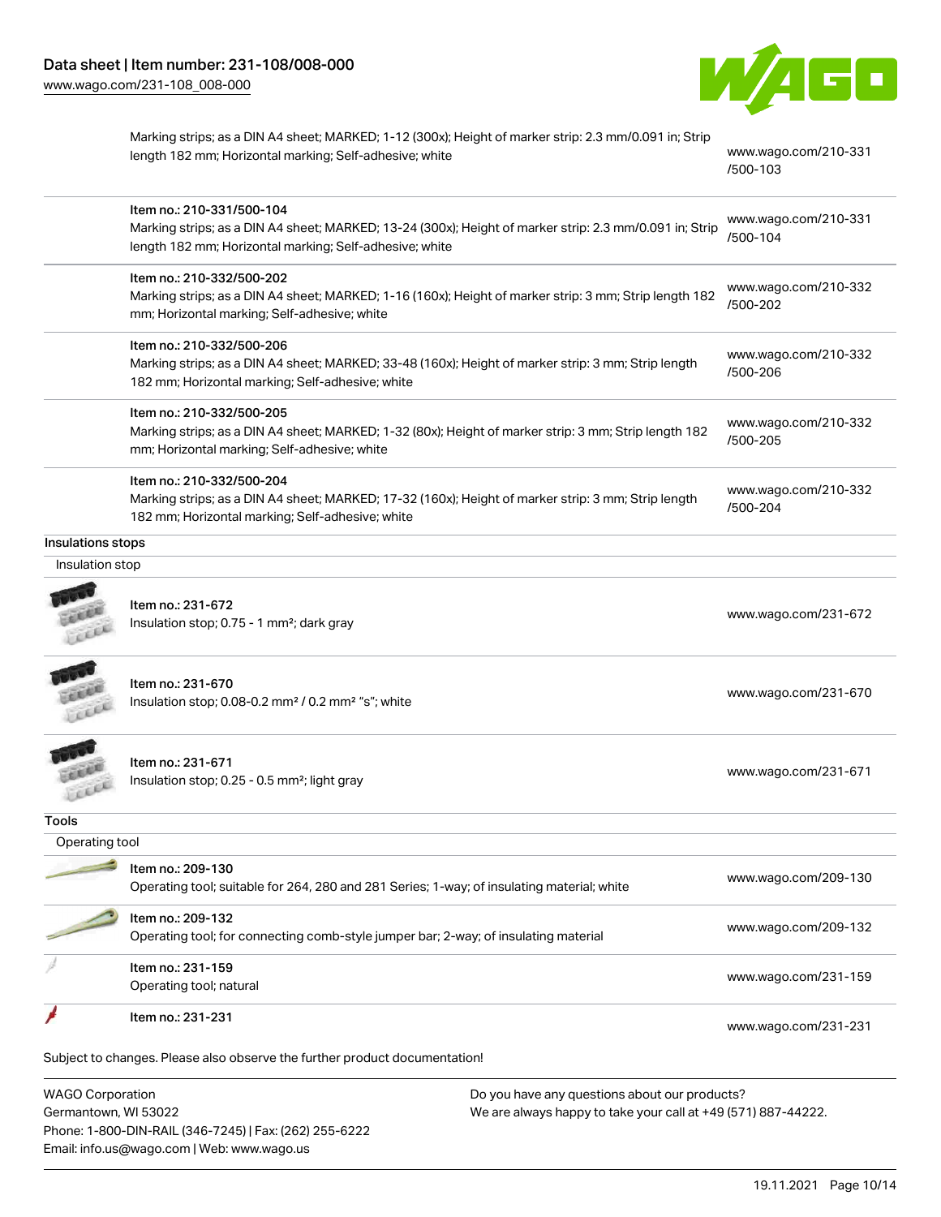| | | |
|---|---|---|
| | Marking strips; as a DIN A4 sheet; MARKED; 1-12 (300x); Height of marker strip: 2.3 mm/0.091 in; Strip length 182 mm; Horizontal marking; Self-adhesive; white | www.wago.com/210-331/500-103 |
| | Item no.: 210-331/500-104<br>Marking strips; as a DIN A4 sheet; MARKED; 13-24 (300x); Height of marker strip: 2.3 mm/0.091 in; Strip length 182 mm; Horizontal marking; Self-adhesive; white | www.wago.com/210-331/500-104 |
| | Item no.: 210-332/500-202<br>Marking strips; as a DIN A4 sheet; MARKED; 1-16 (160x); Height of marker strip: 3 mm; Strip length 182 mm; Horizontal marking; Self-adhesive; white | www.wago.com/210-332/500-202 |
| | Item no.: 210-332/500-206<br>Marking strips; as a DIN A4 sheet; MARKED; 33-48 (160x); Height of marker strip: 3 mm; Strip length 182 mm; Horizontal marking; Self-adhesive; white | www.wago.com/210-332/500-206 |
| | Item no.: 210-332/500-205<br>Marking strips; as a DIN A4 sheet; MARKED; 1-32 (80x); Height of marker strip: 3 mm; Strip length 182 mm; Horizontal marking; Self-adhesive; white | www.wago.com/210-332/500-205 |
| | Item no.: 210-332/500-204<br>Marking strips; as a DIN A4 sheet; MARKED; 17-32 (160x); Height of marker strip: 3 mm; Strip length 182 mm; Horizontal marking; Self-adhesive; white | www.wago.com/210-332/500-204 |

### Insulations stops

#### Insulation stop

| | | |
|---|---|---|
| | Item no.: 231-672<br>Insulation stop; 0.75 - 1 mm²; dark gray | www.wago.com/231-672 |
| | Item no.: 231-670<br>Insulation stop; 0.08-0.2 mm² / 0.2 mm² "s"; white | www.wago.com/231-670 |
| | Item no.: 231-671<br>Insulation stop; 0.25 - 0.5 mm²; light gray | www.wago.com/231-671 |

### Tools

#### Operating tool

| | | |
|---|---|---|
| | Item no.: 209-130<br>Operating tool; suitable for 264, 280 and 281 Series; 1-way; of insulating material; white | www.wago.com/209-130 |
| | Item no.: 209-132<br>Operating tool; for connecting comb-style jumper bar; 2-way; of insulating material | www.wago.com/209-132 |
| | Item no.: 231-159<br>Operating tool; natural | www.wago.com/231-159 |
| | Item no.: 231-231 | www.wago.com/231-231 |

Subject to changes. Please also observe the further product documentation!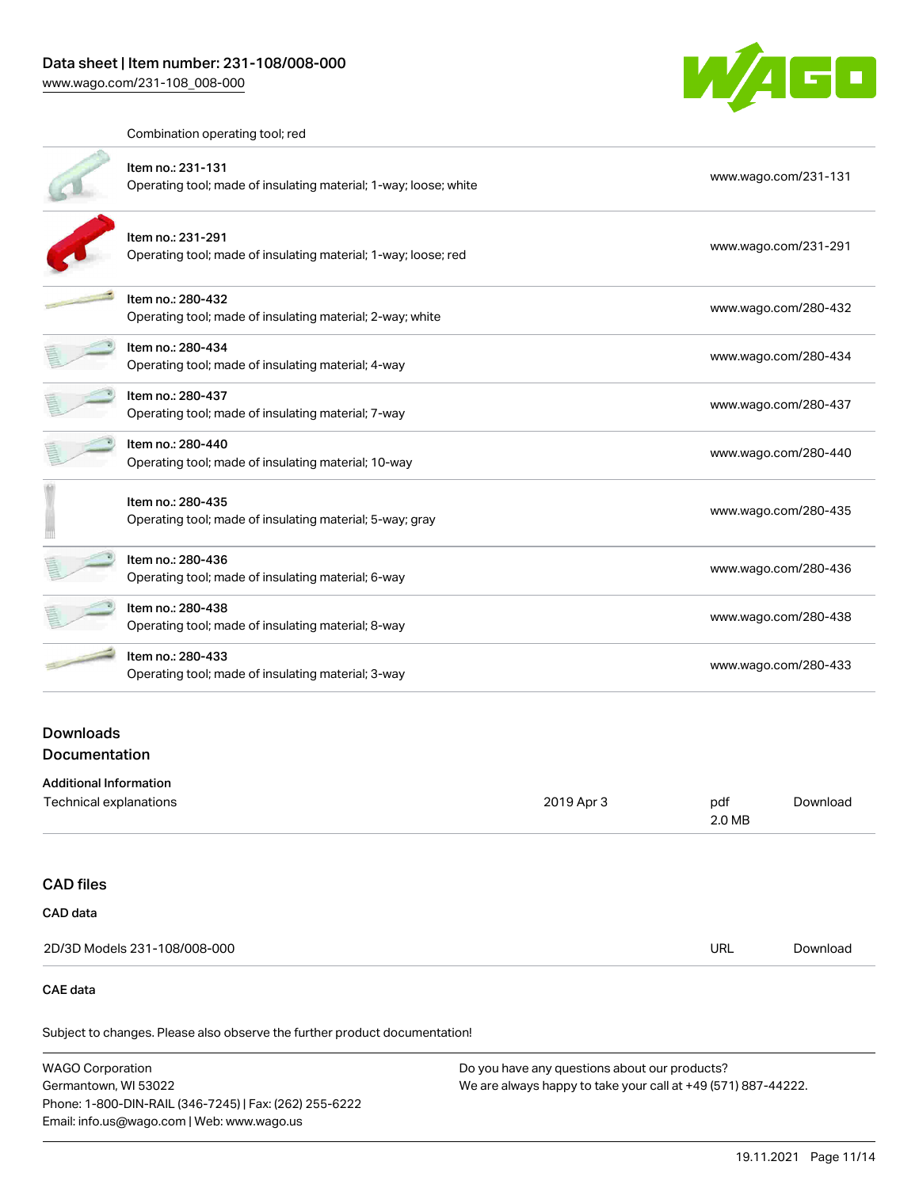Combination operating tool; red

| | | |
|---|---|---|
| | Item no.: 231-131<br>Operating tool; made of insulating material; 1-way; loose; white | www.wago.com/231-131 |
| | Item no.: 231-291<br>Operating tool; made of insulating material; 1-way; loose; red | www.wago.com/231-291 |
| | Item no.: 280-432<br>Operating tool; made of insulating material; 2-way; white | www.wago.com/280-432 |
| | Item no.: 280-434<br>Operating tool; made of insulating material; 4-way | www.wago.com/280-434 |
| | Item no.: 280-437<br>Operating tool; made of insulating material; 7-way | www.wago.com/280-437 |
| | Item no.: 280-440<br>Operating tool; made of insulating material; 10-way | www.wago.com/280-440 |
| | Item no.: 280-435<br>Operating tool; made of insulating material; 5-way; gray | www.wago.com/280-435 |
| | Item no.: 280-436<br>Operating tool; made of insulating material; 6-way | www.wago.com/280-436 |
| | Item no.: 280-438<br>Operating tool; made of insulating material; 8-way | www.wago.com/280-438 |
| | Item no.: 280-433<br>Operating tool; made of insulating material; 3-way | www.wago.com/280-433 |

## Downloads
## Documentation

### Additional Information

| | | | |
|---|---|---|---|
| Technical explanations | 2019 Apr 3 | pdf<br>2.0 MB | Download |

## CAD files

### CAD data

| | | |
|---|---|---|
| 2D/3D Models 231-108/008-000 | URL | Download |

### CAE data

Subject to changes. Please also observe the further product documentation!

WAGO Corporation
Germantown, WI 53022
Phone: 1-800-DIN-RAIL (346-7245) | Fax: (262) 255-6222
Email: info.us@wago.com | Web: www.wago.us

Do you have any questions about our products?
We are always happy to take your call at +49 (571) 887-44222.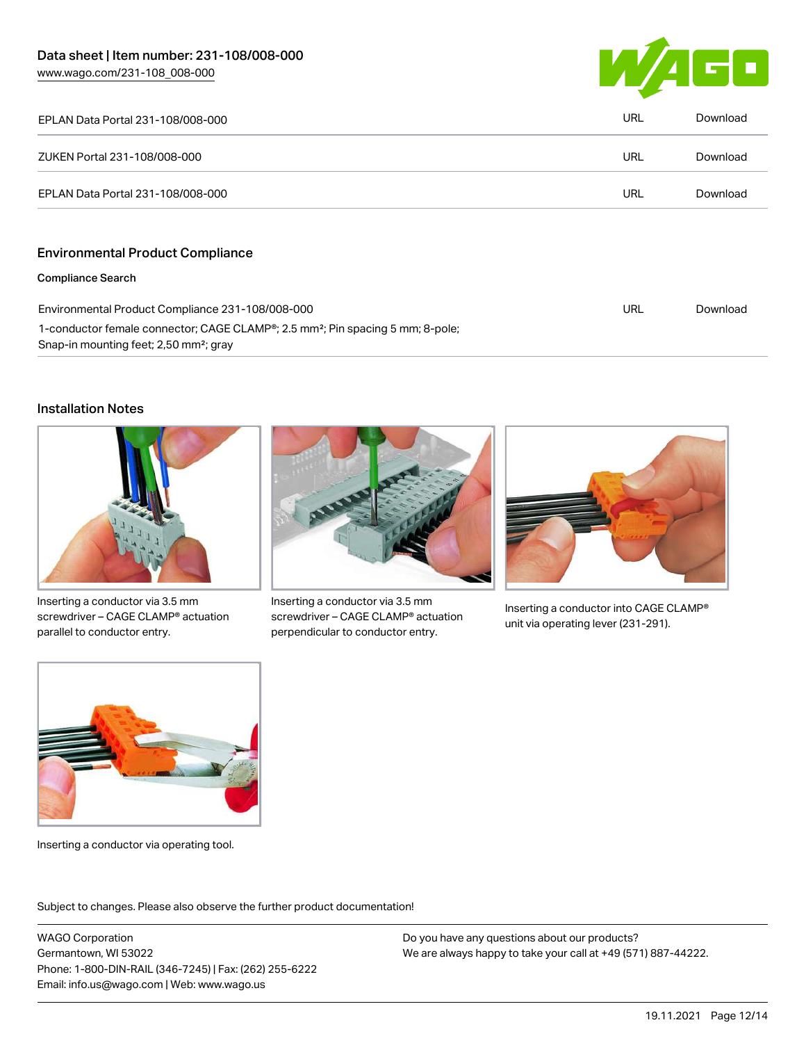| | | |
|---|---|---|
| EPLAN Data Portal 231-108/008-000 | URL | Download |
| ZUKEN Portal 231-108/008-000 | URL | Download |
| EPLAN Data Portal 231-108/008-000 | URL | Download |

## Environmental Product Compliance

**Compliance Search**

| | | |
|---|---|---|
| Environmental Product Compliance 231-108/008-000<br>1-conductor female connector; CAGE CLAMP®; 2.5 mm²; Pin spacing 5 mm; 8-pole; Snap-in mounting feet; 2,50 mm²; gray | URL | Download |

## Installation Notes

Inserting a conductor via 3.5 mm screwdriver – CAGE CLAMP® actuation parallel to conductor entry.

Inserting a conductor via 3.5 mm screwdriver – CAGE CLAMP® actuation perpendicular to conductor entry.

Inserting a conductor into CAGE CLAMP® unit via operating lever (231-291).

Inserting a conductor via operating tool.

Subject to changes. Please also observe the further product documentation!

WAGO Corporation
Germantown, WI 53022
Phone: 1-800-DIN-RAIL (346-7245) | Fax: (262) 255-6222
Email: info.us@wago.com | Web: www.wago.us

Do you have any questions about our products?
We are always happy to take your call at +49 (571) 887-44222.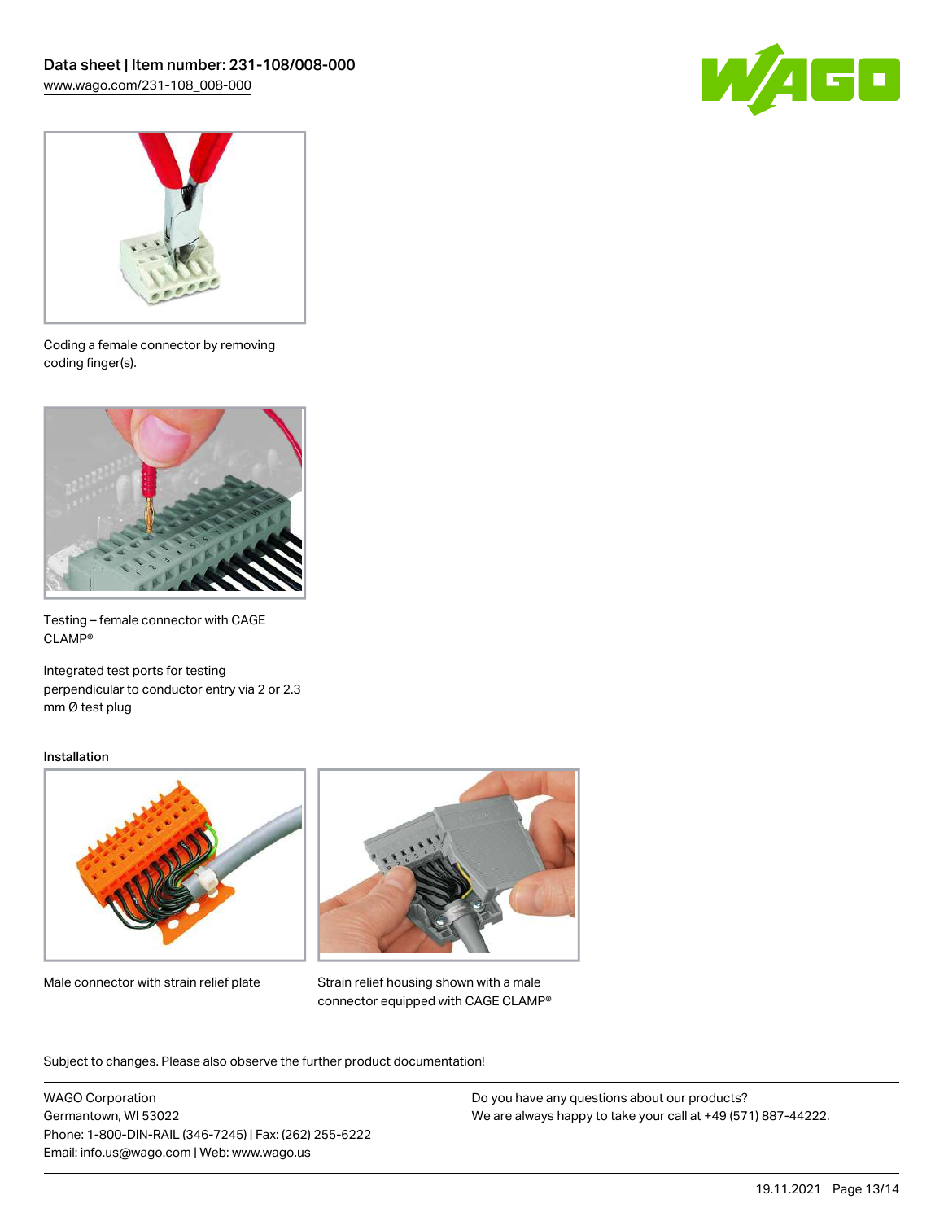Coding a female connector by removing coding finger(s).

Testing – female connector with CAGE CLAMP®

Integrated test ports for testing perpendicular to conductor entry via 2 or 2.3 mm Ø test plug

## Installation

Male connector with strain relief plate

Strain relief housing shown with a male connector equipped with CAGE CLAMP®

Subject to changes. Please also observe the further product documentation!

WAGO Corporation
Germantown, WI 53022
Phone: 1-800-DIN-RAIL (346-7245) | Fax: (262) 255-6222
Email: info.us@wago.com | Web: www.wago.us

Do you have any questions about our products?
We are always happy to take your call at +49 (571) 887-44222.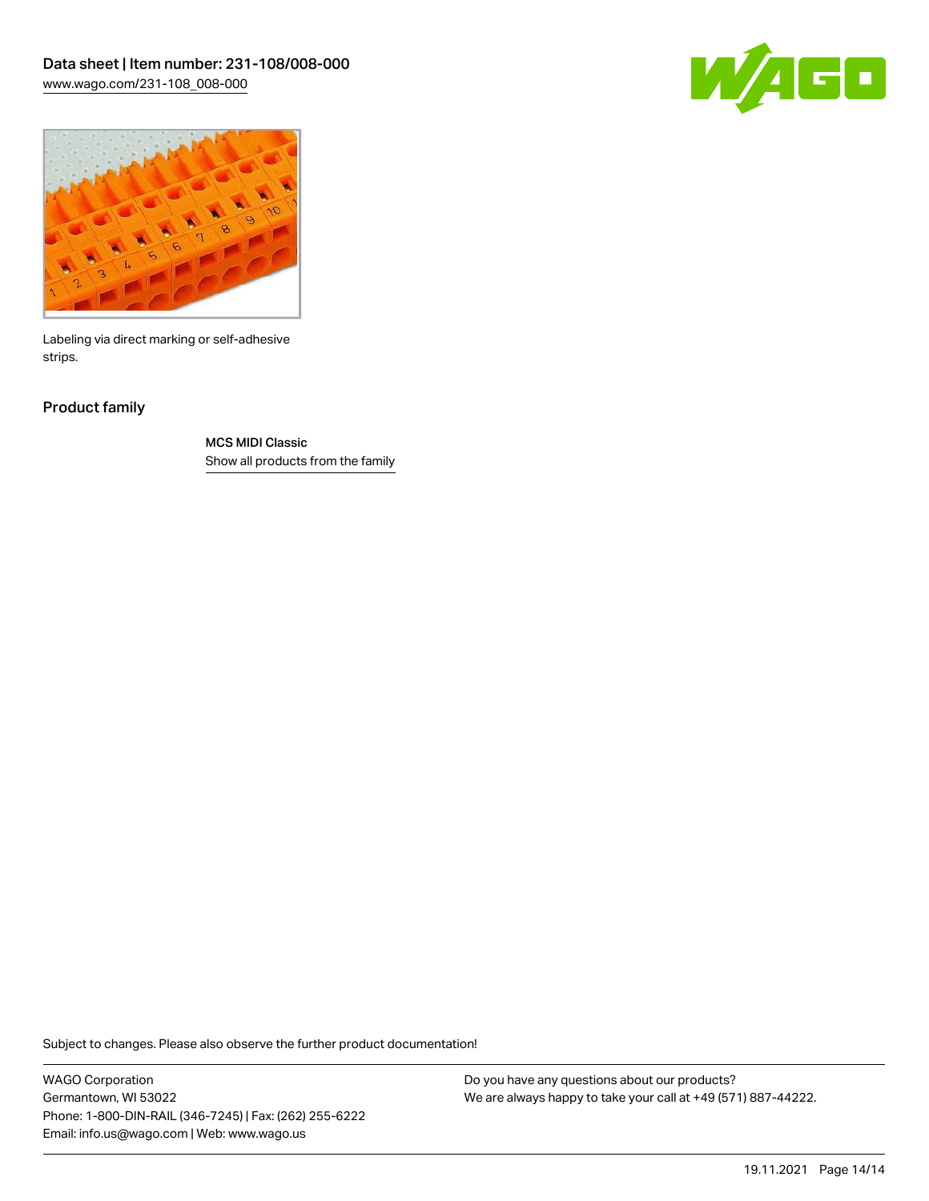Labeling via direct marking or self-adhesive strips.

## Product family

MCS MIDI Classic
Show all products from the family

Subject to changes. Please also observe the further product documentation!

WAGO Corporation
Germantown, WI 53022
Phone: 1-800-DIN-RAIL (346-7245) | Fax: (262) 255-6222
Email: info.us@wago.com | Web: www.wago.us

Do you have any questions about our products?
We are always happy to take your call at +49 (571) 887-44222.